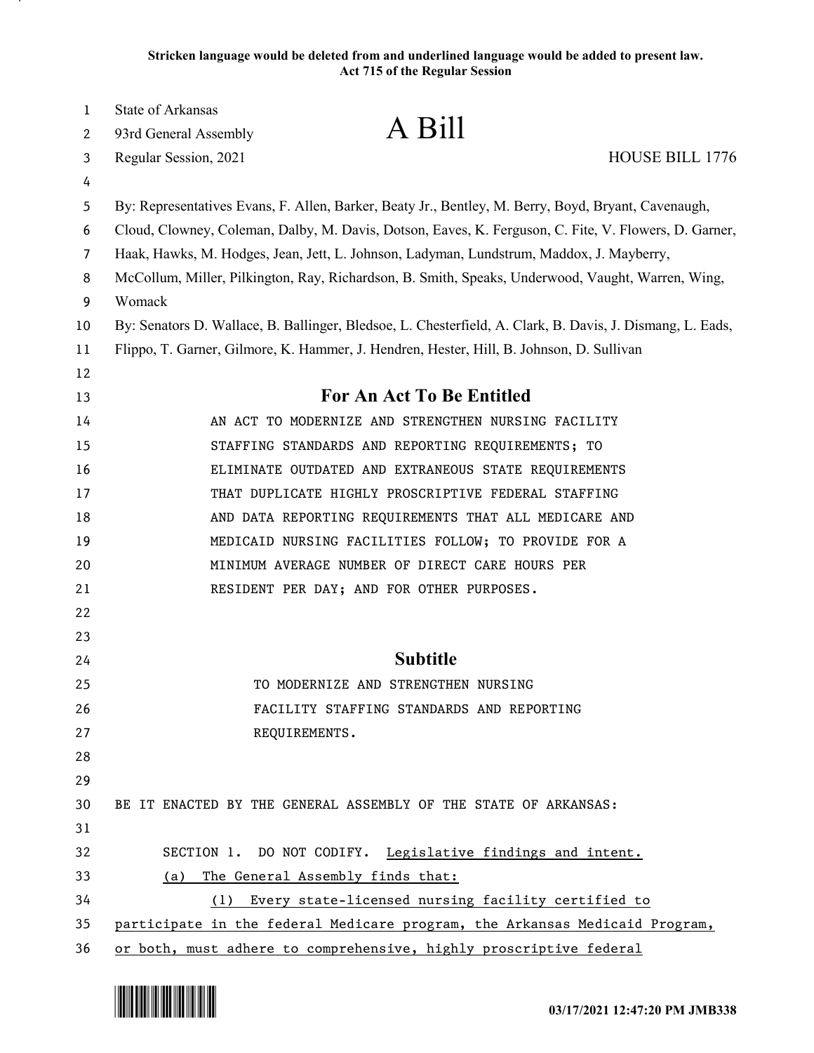**Stricken language would be deleted from and underlined language would be added to present law.**
**Act 715 of the Regular Session**

State of Arkansas
93rd General Assembly

# A Bill

Regular Session, 2021 HOUSE BILL 1776

By: Representatives Evans, F. Allen, Barker, Beaty Jr., Bentley, M. Berry, Boyd, Bryant, Cavenaugh, Cloud, Clowney, Coleman, Dalby, M. Davis, Dotson, Eaves, K. Ferguson, C. Fite, V. Flowers, D. Garner, Haak, Hawks, M. Hodges, Jean, Jett, L. Johnson, Ladyman, Lundstrum, Maddox, J. Mayberry, McCollum, Miller, Pilkington, Ray, Richardson, B. Smith, Speaks, Underwood, Vaught, Warren, Wing, Womack

By: Senators D. Wallace, B. Ballinger, Bledsoe, L. Chesterfield, A. Clark, B. Davis, J. Dismang, L. Eads, Flippo, T. Garner, Gilmore, K. Hammer, J. Hendren, Hester, Hill, B. Johnson, D. Sullivan

## For An Act To Be Entitled

AN ACT TO MODERNIZE AND STRENGTHEN NURSING FACILITY STAFFING STANDARDS AND REPORTING REQUIREMENTS; TO ELIMINATE OUTDATED AND EXTRANEOUS STATE REQUIREMENTS THAT DUPLICATE HIGHLY PROSCRIPTIVE FEDERAL STAFFING AND DATA REPORTING REQUIREMENTS THAT ALL MEDICARE AND MEDICAID NURSING FACILITIES FOLLOW; TO PROVIDE FOR A MINIMUM AVERAGE NUMBER OF DIRECT CARE HOURS PER RESIDENT PER DAY; AND FOR OTHER PURPOSES.

## Subtitle

TO MODERNIZE AND STRENGTHEN NURSING FACILITY STAFFING STANDARDS AND REPORTING REQUIREMENTS.

BE IT ENACTED BY THE GENERAL ASSEMBLY OF THE STATE OF ARKANSAS:

SECTION 1. DO NOT CODIFY. <u>Legislative findings and intent.</u>

<u>(a) The General Assembly finds that:</u>

<u>(1) Every state-licensed nursing facility certified to participate in the federal Medicare program, the Arkansas Medicaid Program, or both, must adhere to comprehensive, highly proscriptive federal</u>

03/17/2021 12:47:20 PM JMB338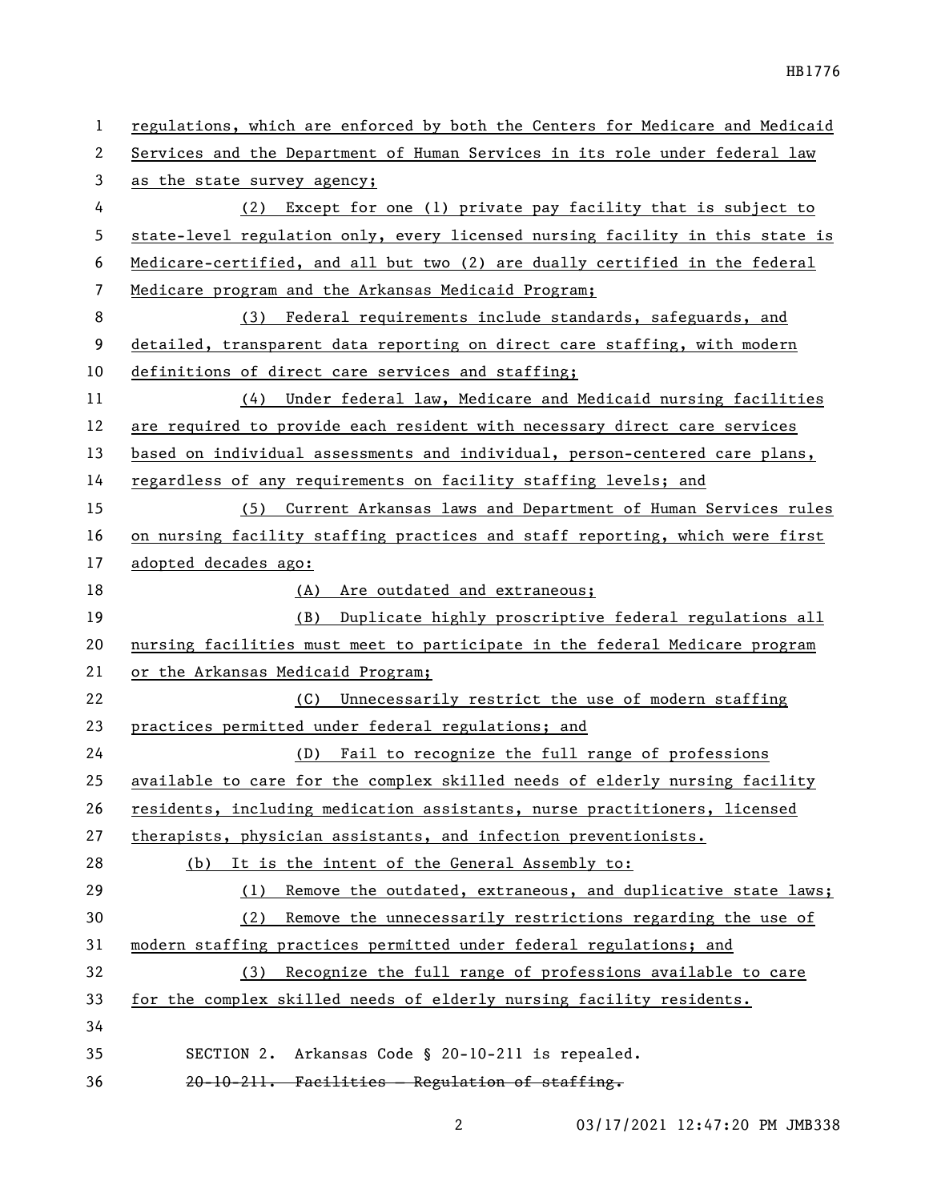regulations, which are enforced by both the Centers for Medicare and Medicaid Services and the Department of Human Services in its role under federal law as the state survey agency;

(2) Except for one (1) private pay facility that is subject to state-level regulation only, every licensed nursing facility in this state is Medicare-certified, and all but two (2) are dually certified in the federal Medicare program and the Arkansas Medicaid Program;

(3) Federal requirements include standards, safeguards, and detailed, transparent data reporting on direct care staffing, with modern definitions of direct care services and staffing;

(4) Under federal law, Medicare and Medicaid nursing facilities are required to provide each resident with necessary direct care services based on individual assessments and individual, person-centered care plans, regardless of any requirements on facility staffing levels; and

(5) Current Arkansas laws and Department of Human Services rules on nursing facility staffing practices and staff reporting, which were first adopted decades ago:

(A) Are outdated and extraneous;

(B) Duplicate highly proscriptive federal regulations all nursing facilities must meet to participate in the federal Medicare program or the Arkansas Medicaid Program;

(C) Unnecessarily restrict the use of modern staffing practices permitted under federal regulations; and

(D) Fail to recognize the full range of professions available to care for the complex skilled needs of elderly nursing facility residents, including medication assistants, nurse practitioners, licensed therapists, physician assistants, and infection preventionists.

(b) It is the intent of the General Assembly to:

(1) Remove the outdated, extraneous, and duplicative state laws;

(2) Remove the unnecessarily restrictions regarding the use of modern staffing practices permitted under federal regulations; and

(3) Recognize the full range of professions available to care for the complex skilled needs of elderly nursing facility residents.

SECTION 2. Arkansas Code § 20-10-211 is repealed.

~~20-10-211. Facilities — Regulation of staffing.~~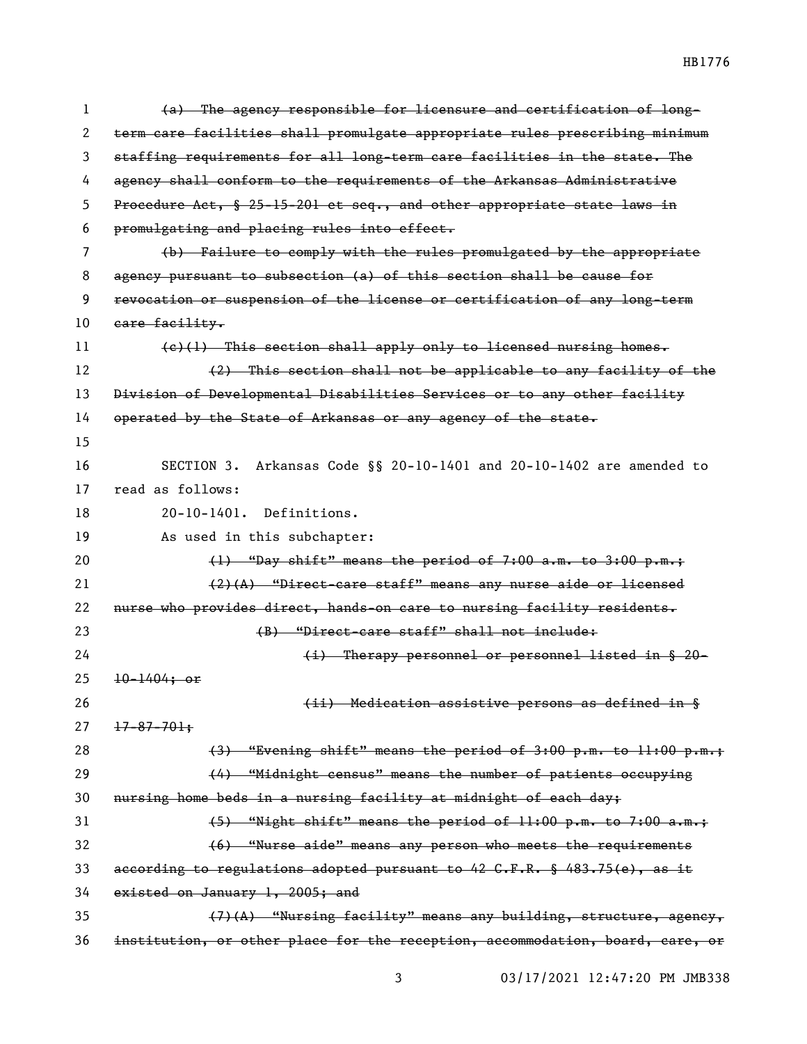~~(a) The agency responsible for licensure and certification of long-term care facilities shall promulgate appropriate rules prescribing minimum staffing requirements for all long-term care facilities in the state. The agency shall conform to the requirements of the Arkansas Administrative Procedure Act, § 25-15-201 et seq., and other appropriate state laws in promulgating and placing rules into effect.~~

~~(b) Failure to comply with the rules promulgated by the appropriate agency pursuant to subsection (a) of this section shall be cause for revocation or suspension of the license or certification of any long-term care facility.~~

~~(c)(1) This section shall apply only to licensed nursing homes.~~

~~(2) This section shall not be applicable to any facility of the Division of Developmental Disabilities Services or to any other facility operated by the State of Arkansas or any agency of the state.~~

SECTION 3. Arkansas Code §§ 20-10-1401 and 20-10-1402 are amended to read as follows:

20-10-1401. Definitions.

As used in this subchapter:

~~(1) "Day shift" means the period of 7:00 a.m. to 3:00 p.m.;~~

~~(2)(A) "Direct-care staff" means any nurse aide or licensed nurse who provides direct, hands-on care to nursing facility residents.~~

~~(B) "Direct-care staff" shall not include:~~

~~(i) Therapy personnel or personnel listed in § 20-10-1404; or~~

~~(ii) Medication assistive persons as defined in § 17-87-701;~~

~~(3) "Evening shift" means the period of 3:00 p.m. to 11:00 p.m.;~~

~~(4) "Midnight census" means the number of patients occupying nursing home beds in a nursing facility at midnight of each day;~~

~~(5) "Night shift" means the period of 11:00 p.m. to 7:00 a.m.;~~

~~(6) "Nurse aide" means any person who meets the requirements according to regulations adopted pursuant to 42 C.F.R. § 483.75(e), as it existed on January 1, 2005; and~~

~~(7)(A) "Nursing facility" means any building, structure, agency, institution, or other place for the reception, accommodation, board, care, or~~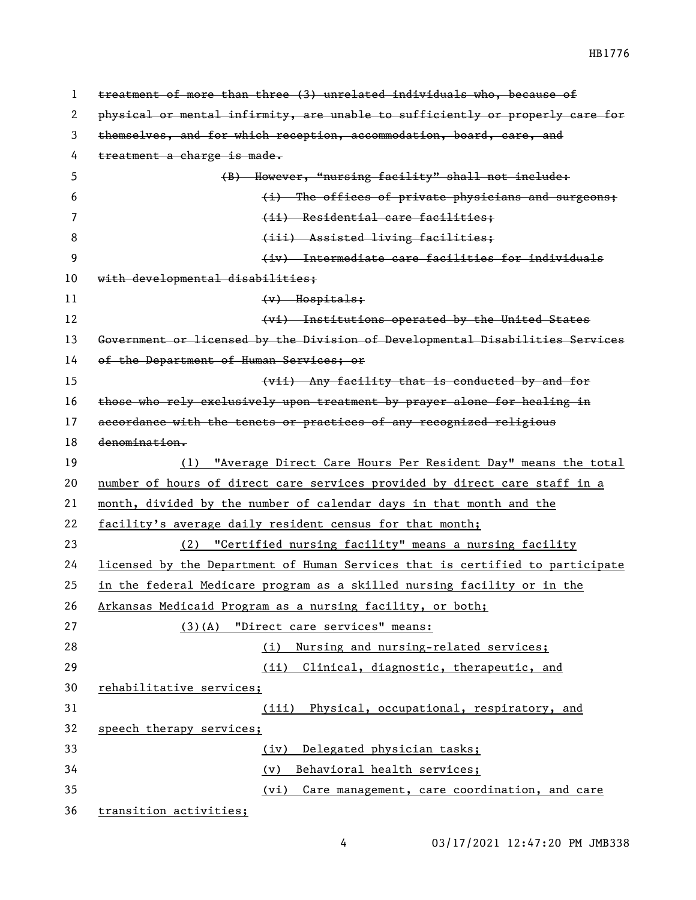~~treatment of more than three (3) unrelated individuals who, because of physical or mental infirmity, are unable to sufficiently or properly care for themselves, and for which reception, accommodation, board, care, and treatment a charge is made.~~

~~(B) However, "nursing facility" shall not include:~~

~~(i) The offices of private physicians and surgeons;~~

~~(ii) Residential care facilities;~~

~~(iii) Assisted living facilities;~~

~~(iv) Intermediate care facilities for individuals with developmental disabilities;~~

~~(v) Hospitals;~~

~~(vi) Institutions operated by the United States Government or licensed by the Division of Developmental Disabilities Services of the Department of Human Services; or~~

~~(vii) Any facility that is conducted by and for those who rely exclusively upon treatment by prayer alone for healing in accordance with the tenets or practices of any recognized religious denomination.~~

(1) "Average Direct Care Hours Per Resident Day" means the total number of hours of direct care services provided by direct care staff in a month, divided by the number of calendar days in that month and the facility's average daily resident census for that month;

(2) "Certified nursing facility" means a nursing facility licensed by the Department of Human Services that is certified to participate in the federal Medicare program as a skilled nursing facility or in the Arkansas Medicaid Program as a nursing facility, or both;

(3)(A) "Direct care services" means:

(i) Nursing and nursing-related services;

(ii) Clinical, diagnostic, therapeutic, and rehabilitative services;

(iii) Physical, occupational, respiratory, and speech therapy services;

(iv) Delegated physician tasks;

(v) Behavioral health services;

(vi) Care management, care coordination, and care transition activities;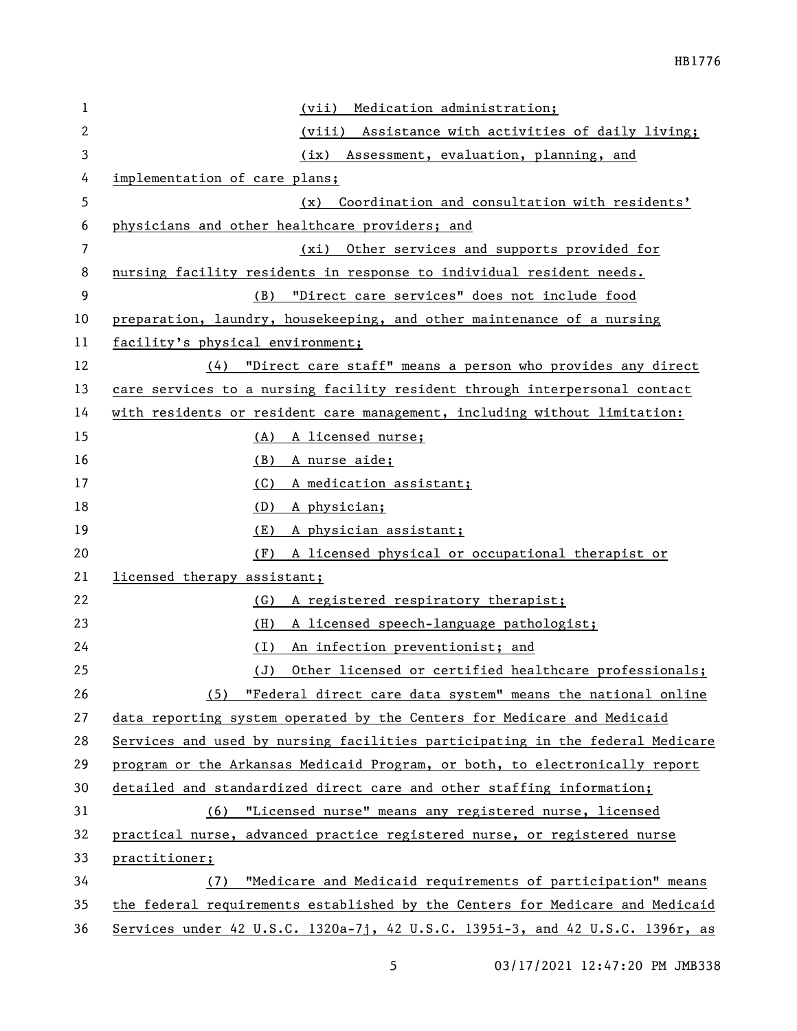(vii) Medication administration;

(viii) Assistance with activities of daily living;

(ix) Assessment, evaluation, planning, and implementation of care plans;

(x) Coordination and consultation with residents' physicians and other healthcare providers; and

(xi) Other services and supports provided for nursing facility residents in response to individual resident needs.

(B) "Direct care services" does not include food preparation, laundry, housekeeping, and other maintenance of a nursing facility's physical environment;

(4) "Direct care staff" means a person who provides any direct care services to a nursing facility resident through interpersonal contact with residents or resident care management, including without limitation:

(A) A licensed nurse;

(B) A nurse aide;

(C) A medication assistant;

(D) A physician;

(E) A physician assistant;

(F) A licensed physical or occupational therapist or licensed therapy assistant;

(G) A registered respiratory therapist;

(H) A licensed speech-language pathologist;

(I) An infection preventionist; and

(J) Other licensed or certified healthcare professionals;

(5) "Federal direct care data system" means the national online data reporting system operated by the Centers for Medicare and Medicaid Services and used by nursing facilities participating in the federal Medicare program or the Arkansas Medicaid Program, or both, to electronically report detailed and standardized direct care and other staffing information;

(6) "Licensed nurse" means any registered nurse, licensed practical nurse, advanced practice registered nurse, or registered nurse practitioner;

(7) "Medicare and Medicaid requirements of participation" means the federal requirements established by the Centers for Medicare and Medicaid Services under 42 U.S.C. 1320a-7j, 42 U.S.C. 1395i-3, and 42 U.S.C. 1396r, as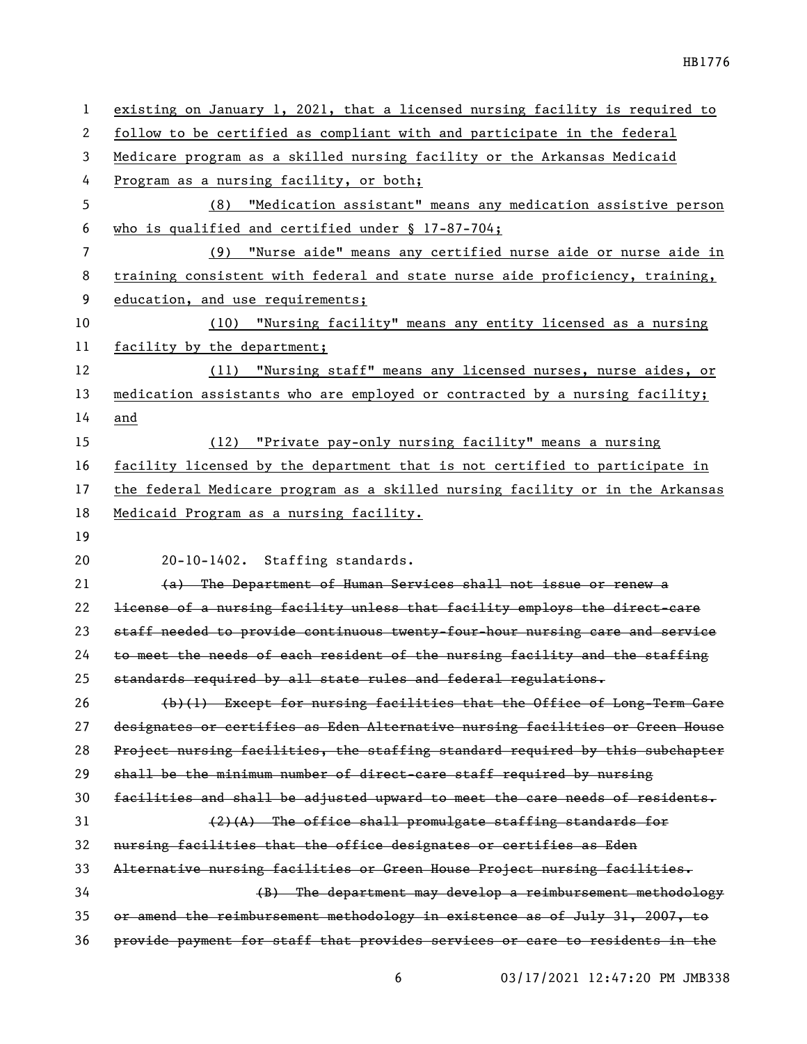existing on January 1, 2021, that a licensed nursing facility is required to follow to be certified as compliant with and participate in the federal Medicare program as a skilled nursing facility or the Arkansas Medicaid Program as a nursing facility, or both;

(8) "Medication assistant" means any medication assistive person who is qualified and certified under § 17-87-704;

(9) "Nurse aide" means any certified nurse aide or nurse aide in training consistent with federal and state nurse aide proficiency, training, education, and use requirements;

(10) "Nursing facility" means any entity licensed as a nursing facility by the department;

(11) "Nursing staff" means any licensed nurses, nurse aides, or medication assistants who are employed or contracted by a nursing facility; and

(12) "Private pay-only nursing facility" means a nursing facility licensed by the department that is not certified to participate in the federal Medicare program as a skilled nursing facility or in the Arkansas Medicaid Program as a nursing facility.

20-10-1402. Staffing standards.

~~(a) The Department of Human Services shall not issue or renew a license of a nursing facility unless that facility employs the direct-care staff needed to provide continuous twenty-four-hour nursing care and service to meet the needs of each resident of the nursing facility and the staffing standards required by all state rules and federal regulations.~~

~~(b)(1) Except for nursing facilities that the Office of Long-Term Care designates or certifies as Eden Alternative nursing facilities or Green House Project nursing facilities, the staffing standard required by this subchapter shall be the minimum number of direct-care staff required by nursing facilities and shall be adjusted upward to meet the care needs of residents.~~

~~(2)(A) The office shall promulgate staffing standards for nursing facilities that the office designates or certifies as Eden Alternative nursing facilities or Green House Project nursing facilities.~~

~~(B) The department may develop a reimbursement methodology or amend the reimbursement methodology in existence as of July 31, 2007, to provide payment for staff that provides services or care to residents in the~~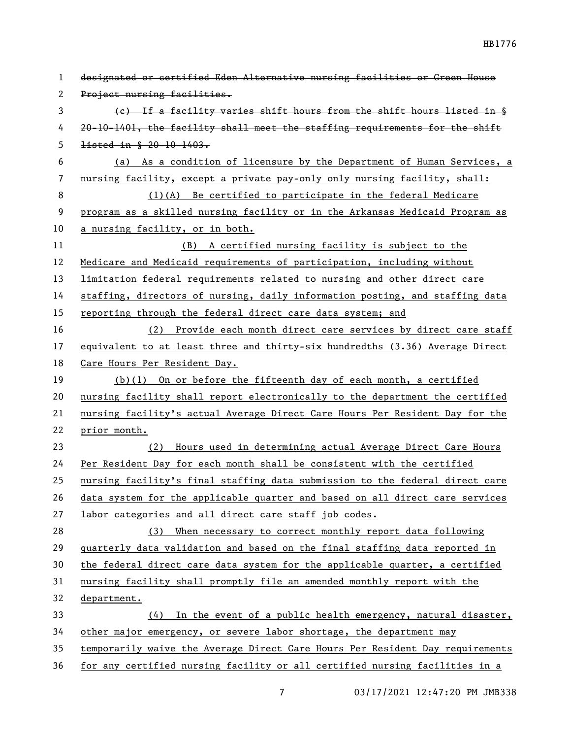~~designated or certified Eden Alternative nursing facilities or Green House Project nursing facilities.~~

~~(c) If a facility varies shift hours from the shift hours listed in § 20-10-1401, the facility shall meet the staffing requirements for the shift listed in § 20-10-1403.~~

<u>(a) As a condition of licensure by the Department of Human Services, a nursing facility, except a private pay-only only nursing facility, shall:</u>

<u>(1)(A) Be certified to participate in the federal Medicare program as a skilled nursing facility or in the Arkansas Medicaid Program as a nursing facility, or in both.</u>

<u>(B) A certified nursing facility is subject to the Medicare and Medicaid requirements of participation, including without limitation federal requirements related to nursing and other direct care staffing, directors of nursing, daily information posting, and staffing data reporting through the federal direct care data system; and</u>

<u>(2) Provide each month direct care services by direct care staff equivalent to at least three and thirty-six hundredths (3.36) Average Direct Care Hours Per Resident Day.</u>

<u>(b)(1) On or before the fifteenth day of each month, a certified nursing facility shall report electronically to the department the certified nursing facility's actual Average Direct Care Hours Per Resident Day for the prior month.</u>

<u>(2) Hours used in determining actual Average Direct Care Hours Per Resident Day for each month shall be consistent with the certified nursing facility's final staffing data submission to the federal direct care data system for the applicable quarter and based on all direct care services labor categories and all direct care staff job codes.</u>

<u>(3) When necessary to correct monthly report data following quarterly data validation and based on the final staffing data reported in the federal direct care data system for the applicable quarter, a certified nursing facility shall promptly file an amended monthly report with the department.</u>

<u>(4) In the event of a public health emergency, natural disaster, other major emergency, or severe labor shortage, the department may temporarily waive the Average Direct Care Hours Per Resident Day requirements for any certified nursing facility or all certified nursing facilities in a</u>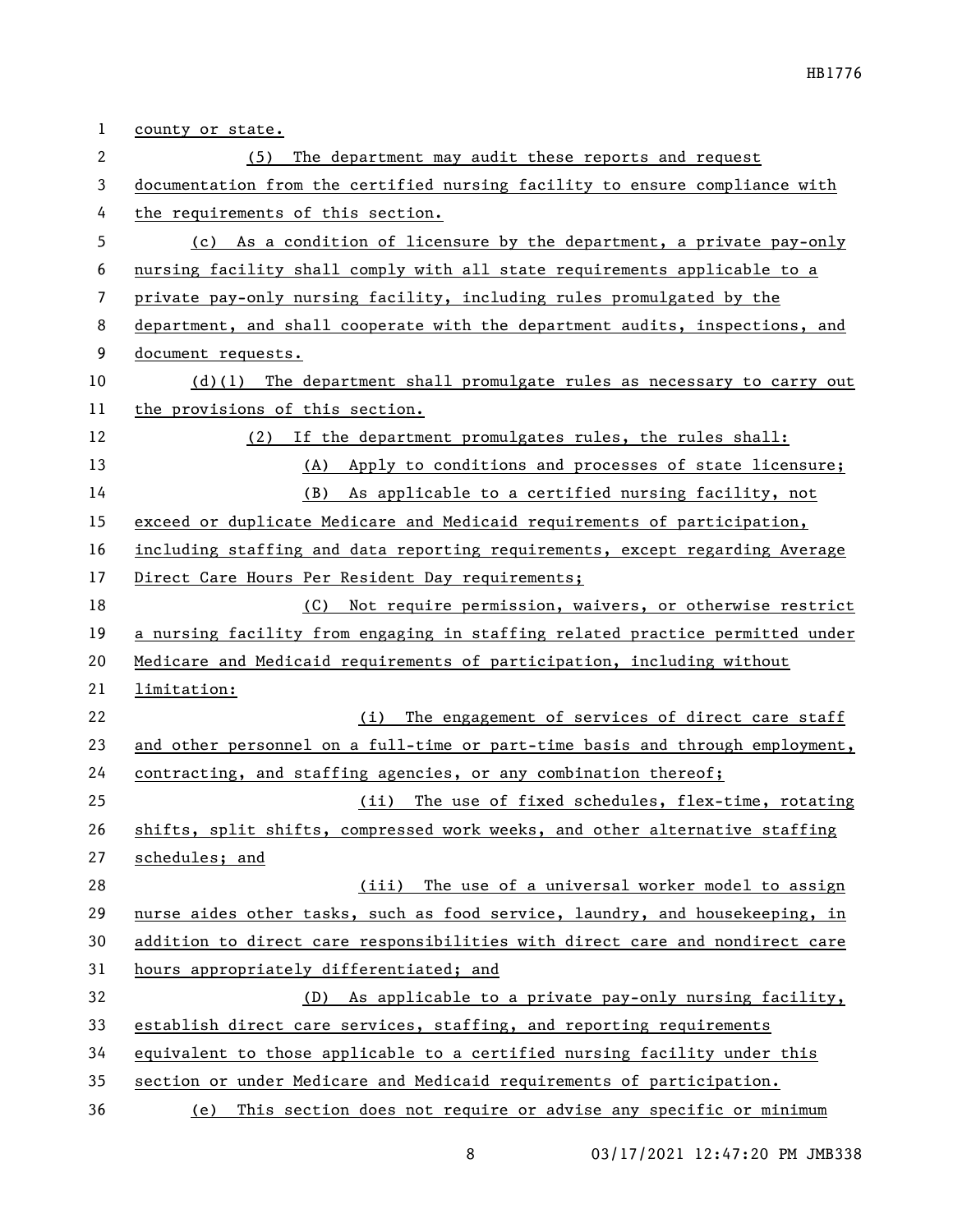county or state.

(5) The department may audit these reports and request documentation from the certified nursing facility to ensure compliance with the requirements of this section.

(c) As a condition of licensure by the department, a private pay-only nursing facility shall comply with all state requirements applicable to a private pay-only nursing facility, including rules promulgated by the department, and shall cooperate with the department audits, inspections, and document requests.

(d)(1) The department shall promulgate rules as necessary to carry out the provisions of this section.

(2) If the department promulgates rules, the rules shall:

(A) Apply to conditions and processes of state licensure;

(B) As applicable to a certified nursing facility, not exceed or duplicate Medicare and Medicaid requirements of participation, including staffing and data reporting requirements, except regarding Average Direct Care Hours Per Resident Day requirements;

(C) Not require permission, waivers, or otherwise restrict a nursing facility from engaging in staffing related practice permitted under Medicare and Medicaid requirements of participation, including without limitation:

(i) The engagement of services of direct care staff and other personnel on a full-time or part-time basis and through employment, contracting, and staffing agencies, or any combination thereof;

(ii) The use of fixed schedules, flex-time, rotating shifts, split shifts, compressed work weeks, and other alternative staffing schedules; and

(iii) The use of a universal worker model to assign nurse aides other tasks, such as food service, laundry, and housekeeping, in addition to direct care responsibilities with direct care and nondirect care hours appropriately differentiated; and

(D) As applicable to a private pay-only nursing facility, establish direct care services, staffing, and reporting requirements equivalent to those applicable to a certified nursing facility under this section or under Medicare and Medicaid requirements of participation.

(e) This section does not require or advise any specific or minimum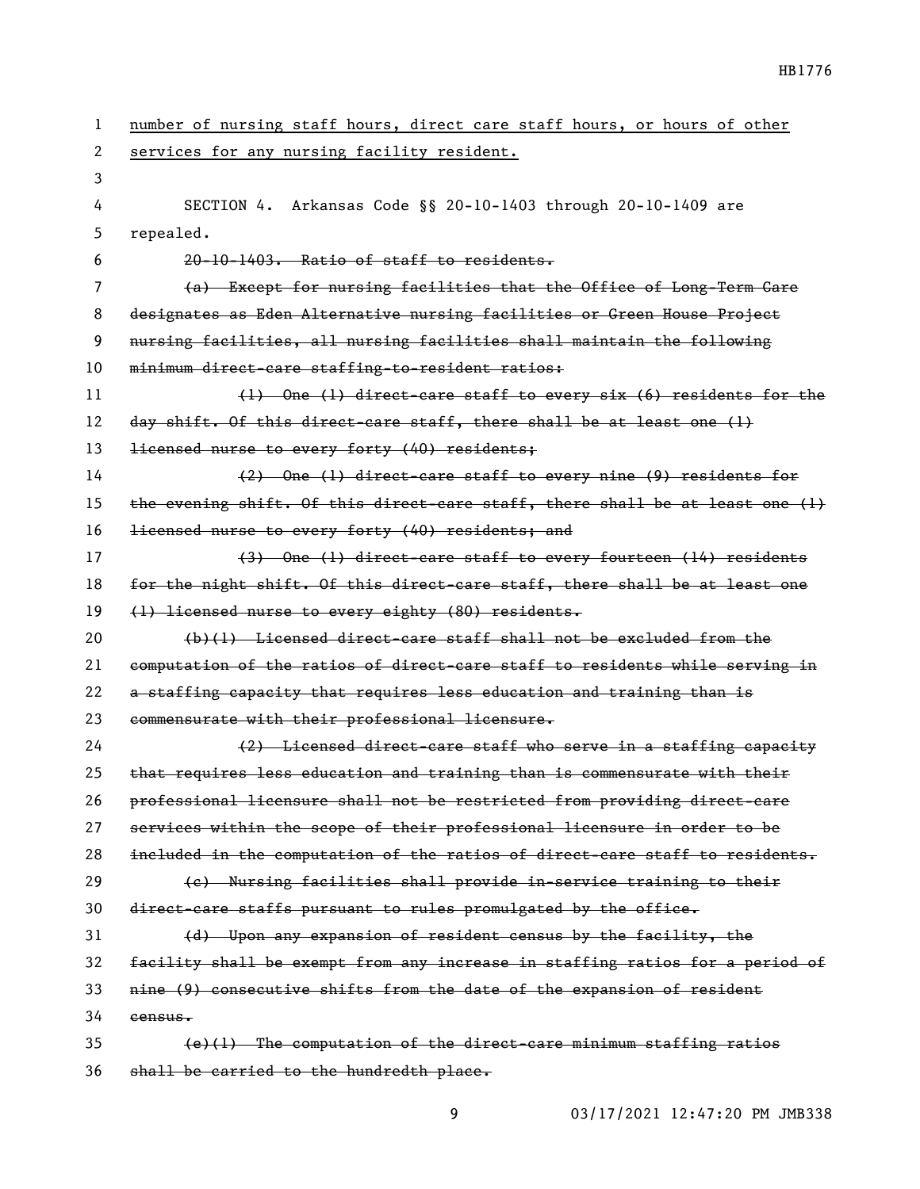<u>number of nursing staff hours, direct care staff hours, or hours of other services for any nursing facility resident.</u>

SECTION 4. Arkansas Code §§ 20-10-1403 through 20-10-1409 are repealed.

~~20-10-1403. Ratio of staff to residents.~~

~~(a) Except for nursing facilities that the Office of Long-Term Care designates as Eden Alternative nursing facilities or Green House Project nursing facilities, all nursing facilities shall maintain the following minimum direct-care staffing-to-resident ratios:~~

~~(1) One (1) direct-care staff to every six (6) residents for the day shift. Of this direct-care staff, there shall be at least one (1) licensed nurse to every forty (40) residents;~~

~~(2) One (1) direct-care staff to every nine (9) residents for the evening shift. Of this direct-care staff, there shall be at least one (1) licensed nurse to every forty (40) residents; and~~

~~(3) One (1) direct-care staff to every fourteen (14) residents for the night shift. Of this direct-care staff, there shall be at least one (1) licensed nurse to every eighty (80) residents.~~

~~(b)(1) Licensed direct-care staff shall not be excluded from the computation of the ratios of direct-care staff to residents while serving in a staffing capacity that requires less education and training than is commensurate with their professional licensure.~~

~~(2) Licensed direct-care staff who serve in a staffing capacity that requires less education and training than is commensurate with their professional licensure shall not be restricted from providing direct-care services within the scope of their professional licensure in order to be included in the computation of the ratios of direct-care staff to residents.~~

~~(c) Nursing facilities shall provide in-service training to their direct-care staffs pursuant to rules promulgated by the office.~~

~~(d) Upon any expansion of resident census by the facility, the facility shall be exempt from any increase in staffing ratios for a period of nine (9) consecutive shifts from the date of the expansion of resident census.~~

~~(e)(1) The computation of the direct-care minimum staffing ratios shall be carried to the hundredth place.~~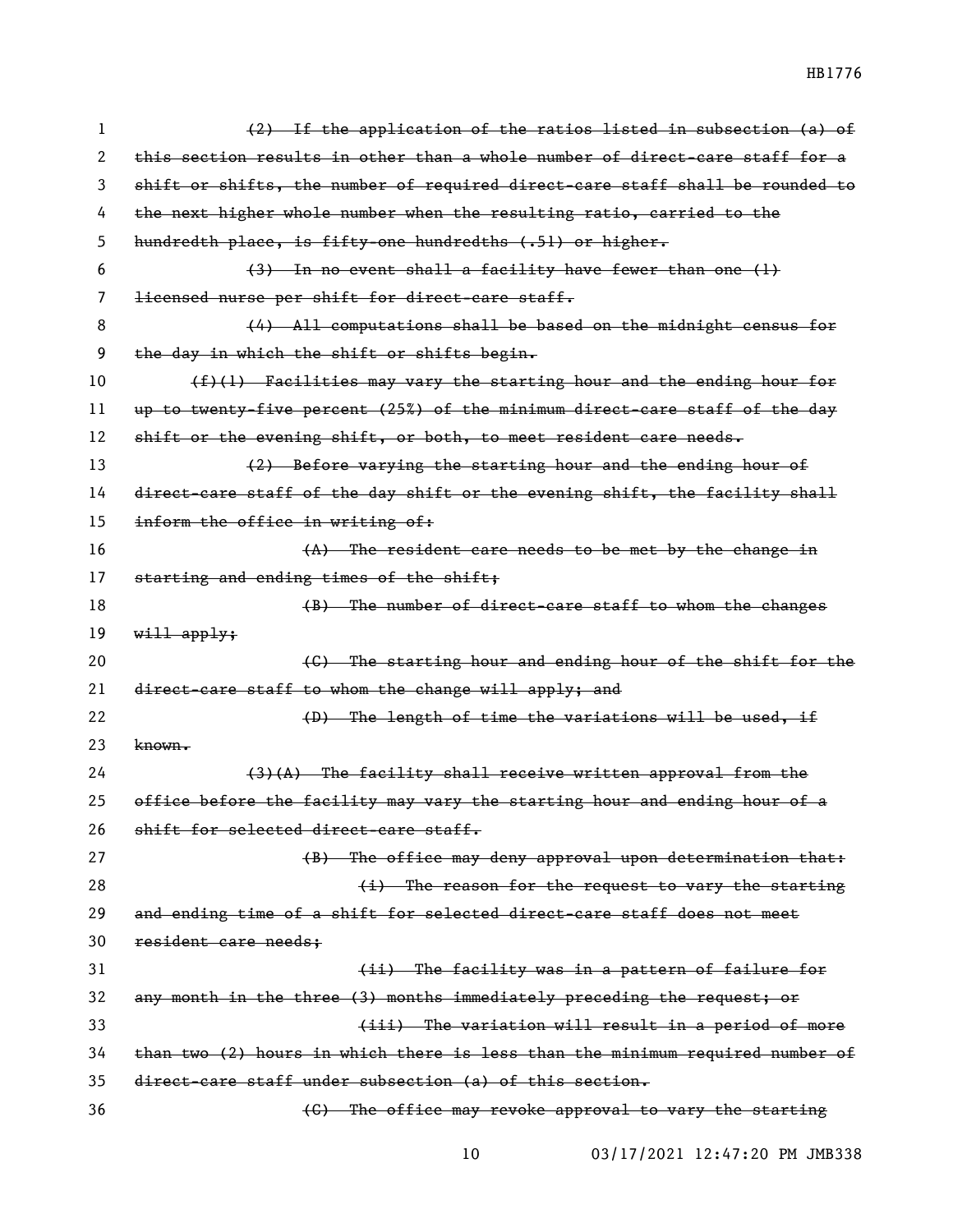~~(2) If the application of the ratios listed in subsection (a) of this section results in other than a whole number of direct-care staff for a shift or shifts, the number of required direct-care staff shall be rounded to the next higher whole number when the resulting ratio, carried to the hundredth place, is fifty-one hundredths (.51) or higher.~~

~~(3) In no event shall a facility have fewer than one (1) licensed nurse per shift for direct-care staff.~~

~~(4) All computations shall be based on the midnight census for the day in which the shift or shifts begin.~~

~~(f)(1) Facilities may vary the starting hour and the ending hour for up to twenty-five percent (25%) of the minimum direct-care staff of the day shift or the evening shift, or both, to meet resident care needs.~~

~~(2) Before varying the starting hour and the ending hour of direct-care staff of the day shift or the evening shift, the facility shall inform the office in writing of:~~

~~(A) The resident care needs to be met by the change in starting and ending times of the shift;~~

~~(B) The number of direct-care staff to whom the changes will apply;~~

~~(C) The starting hour and ending hour of the shift for the direct-care staff to whom the change will apply; and~~

~~(D) The length of time the variations will be used, if known.~~

~~(3)(A) The facility shall receive written approval from the office before the facility may vary the starting hour and ending hour of a shift for selected direct-care staff.~~

~~(B) The office may deny approval upon determination that:~~

~~(i) The reason for the request to vary the starting and ending time of a shift for selected direct-care staff does not meet resident care needs;~~

~~(ii) The facility was in a pattern of failure for any month in the three (3) months immediately preceding the request; or~~

~~(iii) The variation will result in a period of more than two (2) hours in which there is less than the minimum required number of direct-care staff under subsection (a) of this section.~~

~~(C) The office may revoke approval to vary the starting~~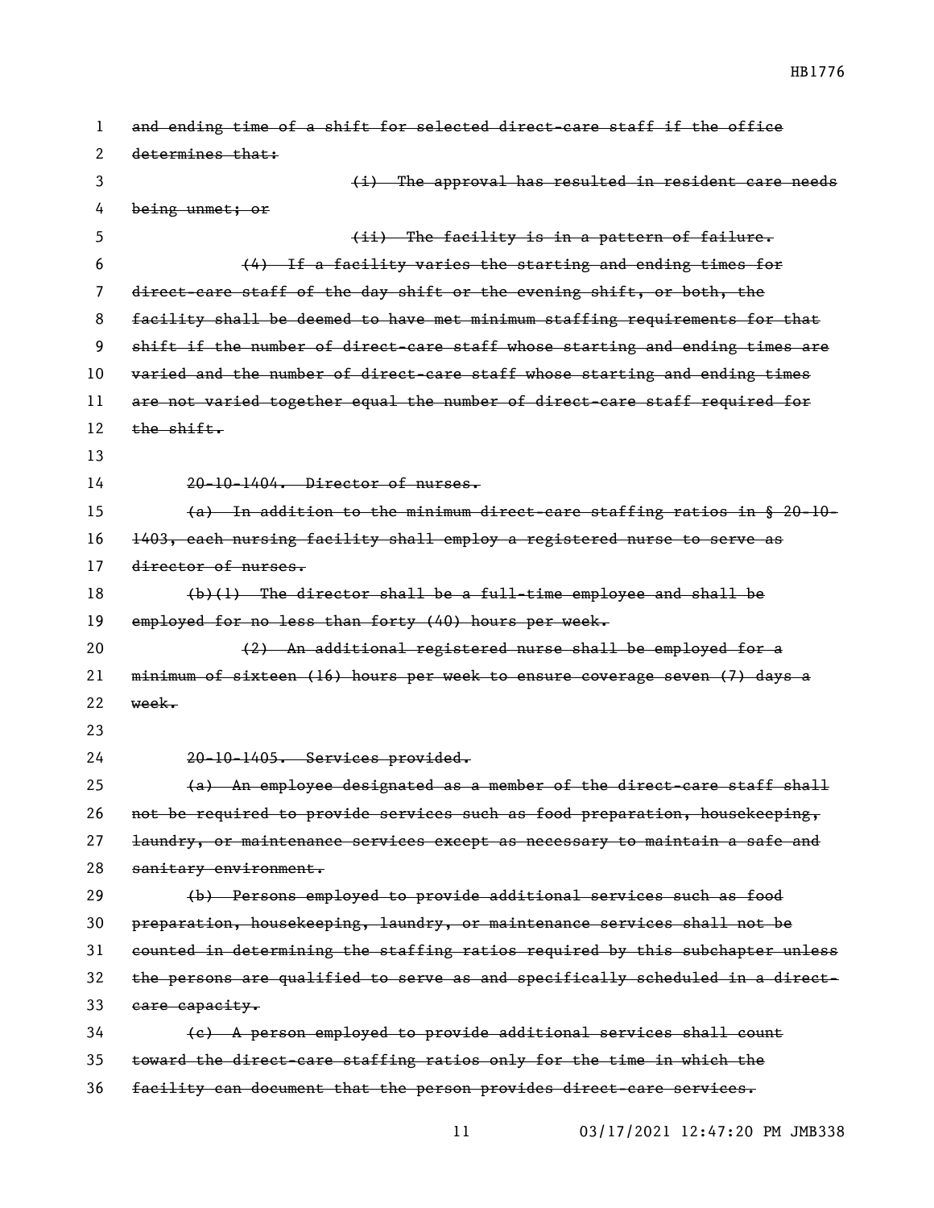~~and ending time of a shift for selected direct-care staff if the office determines that:~~

~~(i) The approval has resulted in resident care needs being unmet; or~~

~~(ii) The facility is in a pattern of failure.~~

~~(4) If a facility varies the starting and ending times for direct-care staff of the day shift or the evening shift, or both, the facility shall be deemed to have met minimum staffing requirements for that shift if the number of direct-care staff whose starting and ending times are varied and the number of direct-care staff whose starting and ending times are not varied together equal the number of direct-care staff required for the shift.~~

~~20-10-1404. Director of nurses.~~

~~(a) In addition to the minimum direct-care staffing ratios in § 20-10-1403, each nursing facility shall employ a registered nurse to serve as director of nurses.~~

~~(b)(1) The director shall be a full-time employee and shall be employed for no less than forty (40) hours per week.~~

~~(2) An additional registered nurse shall be employed for a minimum of sixteen (16) hours per week to ensure coverage seven (7) days a week.~~

~~20-10-1405. Services provided.~~

~~(a) An employee designated as a member of the direct-care staff shall not be required to provide services such as food preparation, housekeeping, laundry, or maintenance services except as necessary to maintain a safe and sanitary environment.~~

~~(b) Persons employed to provide additional services such as food preparation, housekeeping, laundry, or maintenance services shall not be counted in determining the staffing ratios required by this subchapter unless the persons are qualified to serve as and specifically scheduled in a direct-care capacity.~~

~~(c) A person employed to provide additional services shall count toward the direct-care staffing ratios only for the time in which the facility can document that the person provides direct-care services.~~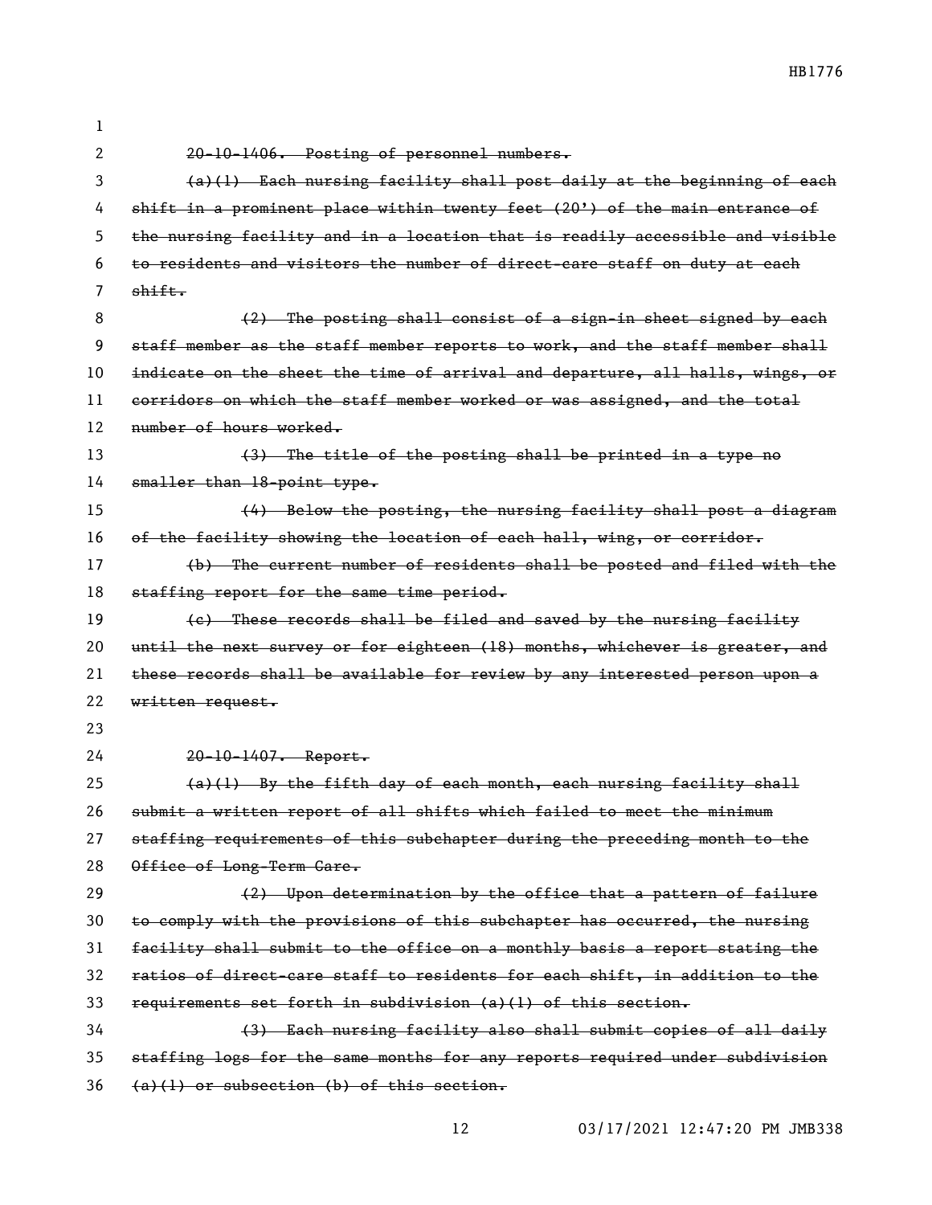~~20-10-1406. Posting of personnel numbers.~~

~~(a)(1) Each nursing facility shall post daily at the beginning of each shift in a prominent place within twenty feet (20') of the main entrance of the nursing facility and in a location that is readily accessible and visible to residents and visitors the number of direct-care staff on duty at each shift.~~

~~(2) The posting shall consist of a sign-in sheet signed by each staff member as the staff member reports to work, and the staff member shall indicate on the sheet the time of arrival and departure, all halls, wings, or corridors on which the staff member worked or was assigned, and the total number of hours worked.~~

~~(3) The title of the posting shall be printed in a type no smaller than 18-point type.~~

~~(4) Below the posting, the nursing facility shall post a diagram of the facility showing the location of each hall, wing, or corridor.~~

~~(b) The current number of residents shall be posted and filed with the staffing report for the same time period.~~

~~(c) These records shall be filed and saved by the nursing facility until the next survey or for eighteen (18) months, whichever is greater, and these records shall be available for review by any interested person upon a written request.~~

~~20-10-1407. Report.~~

~~(a)(1) By the fifth day of each month, each nursing facility shall submit a written report of all shifts which failed to meet the minimum staffing requirements of this subchapter during the preceding month to the Office of Long-Term Care.~~

~~(2) Upon determination by the office that a pattern of failure to comply with the provisions of this subchapter has occurred, the nursing facility shall submit to the office on a monthly basis a report stating the ratios of direct-care staff to residents for each shift, in addition to the requirements set forth in subdivision (a)(1) of this section.~~

~~(3) Each nursing facility also shall submit copies of all daily staffing logs for the same months for any reports required under subdivision (a)(1) or subsection (b) of this section.~~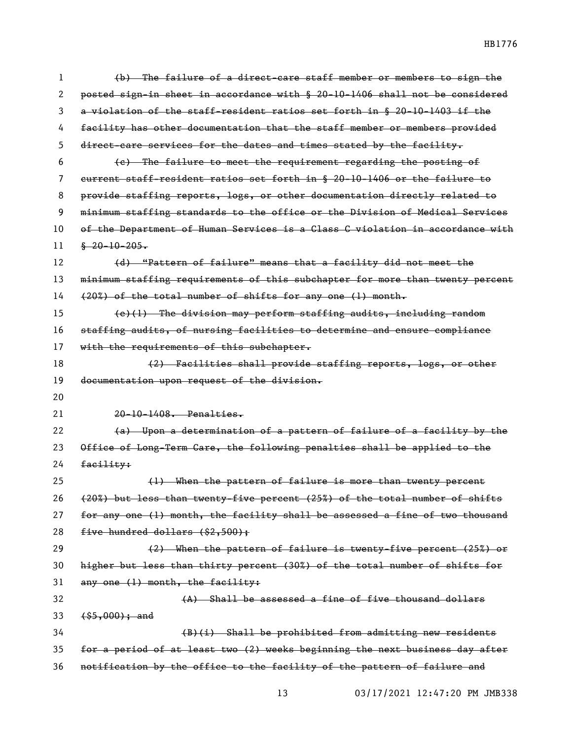~~(b) The failure of a direct-care staff member or members to sign the posted sign-in sheet in accordance with § 20-10-1406 shall not be considered a violation of the staff-resident ratios set forth in § 20-10-1403 if the facility has other documentation that the staff member or members provided direct-care services for the dates and times stated by the facility.~~

~~(c) The failure to meet the requirement regarding the posting of current staff-resident ratios set forth in § 20-10-1406 or the failure to provide staffing reports, logs, or other documentation directly related to minimum staffing standards to the office or the Division of Medical Services of the Department of Human Services is a Class C violation in accordance with § 20-10-205.~~

~~(d) "Pattern of failure" means that a facility did not meet the minimum staffing requirements of this subchapter for more than twenty percent (20%) of the total number of shifts for any one (1) month.~~

~~(e)(1) The division may perform staffing audits, including random staffing audits, of nursing facilities to determine and ensure compliance with the requirements of this subchapter.~~

~~(2) Facilities shall provide staffing reports, logs, or other documentation upon request of the division.~~

~~20-10-1408. Penalties.~~

~~(a) Upon a determination of a pattern of failure of a facility by the Office of Long-Term Care, the following penalties shall be applied to the facility:~~

~~(1) When the pattern of failure is more than twenty percent (20%) but less than twenty-five percent (25%) of the total number of shifts for any one (1) month, the facility shall be assessed a fine of two thousand five hundred dollars ($2,500);~~

~~(2) When the pattern of failure is twenty-five percent (25%) or higher but less than thirty percent (30%) of the total number of shifts for any one (1) month, the facility:~~

~~(A) Shall be assessed a fine of five thousand dollars ($5,000); and~~

~~(B)(i) Shall be prohibited from admitting new residents for a period of at least two (2) weeks beginning the next business day after notification by the office to the facility of the pattern of failure and~~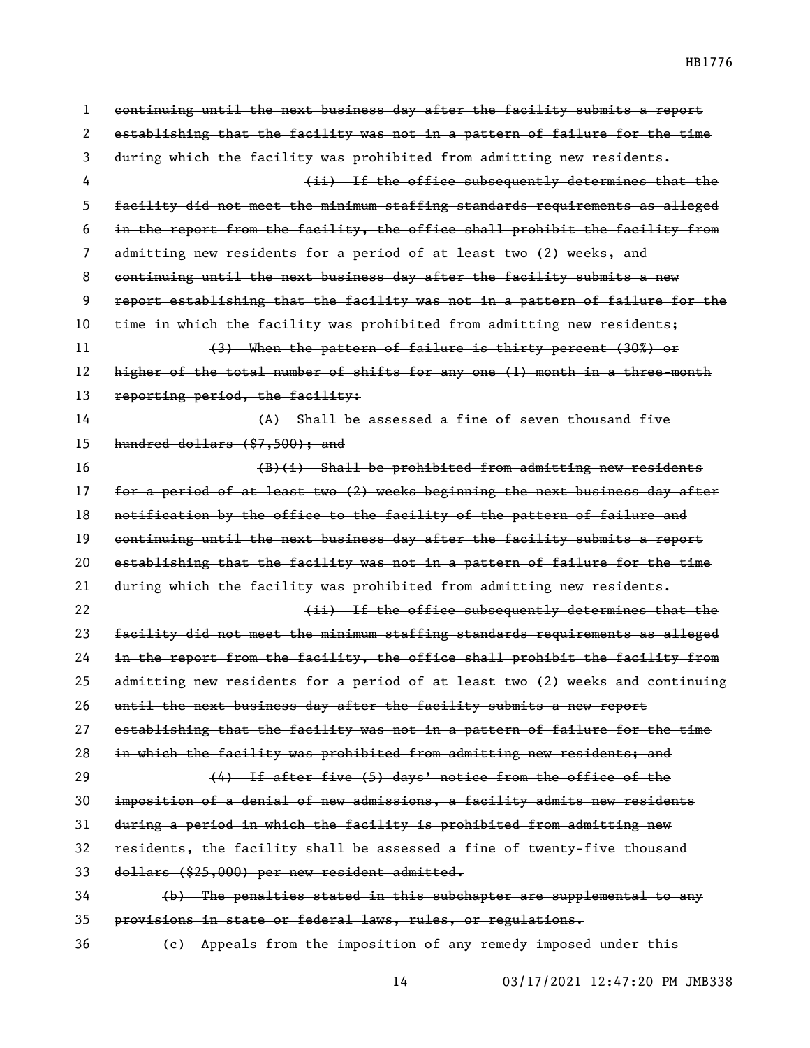~~continuing until the next business day after the facility submits a report establishing that the facility was not in a pattern of failure for the time during which the facility was prohibited from admitting new residents.~~

~~(ii) If the office subsequently determines that the facility did not meet the minimum staffing standards requirements as alleged in the report from the facility, the office shall prohibit the facility from admitting new residents for a period of at least two (2) weeks, and continuing until the next business day after the facility submits a new report establishing that the facility was not in a pattern of failure for the time in which the facility was prohibited from admitting new residents;~~

~~(3) When the pattern of failure is thirty percent (30%) or higher of the total number of shifts for any one (1) month in a three-month reporting period, the facility:~~

~~(A) Shall be assessed a fine of seven thousand five hundred dollars ($7,500); and~~

~~(B)(i) Shall be prohibited from admitting new residents for a period of at least two (2) weeks beginning the next business day after notification by the office to the facility of the pattern of failure and continuing until the next business day after the facility submits a report establishing that the facility was not in a pattern of failure for the time during which the facility was prohibited from admitting new residents.~~

~~(ii) If the office subsequently determines that the facility did not meet the minimum staffing standards requirements as alleged in the report from the facility, the office shall prohibit the facility from admitting new residents for a period of at least two (2) weeks and continuing until the next business day after the facility submits a new report establishing that the facility was not in a pattern of failure for the time in which the facility was prohibited from admitting new residents; and~~

~~(4) If after five (5) days' notice from the office of the imposition of a denial of new admissions, a facility admits new residents during a period in which the facility is prohibited from admitting new residents, the facility shall be assessed a fine of twenty-five thousand dollars ($25,000) per new resident admitted.~~

~~(b) The penalties stated in this subchapter are supplemental to any provisions in state or federal laws, rules, or regulations.~~

~~(c) Appeals from the imposition of any remedy imposed under this~~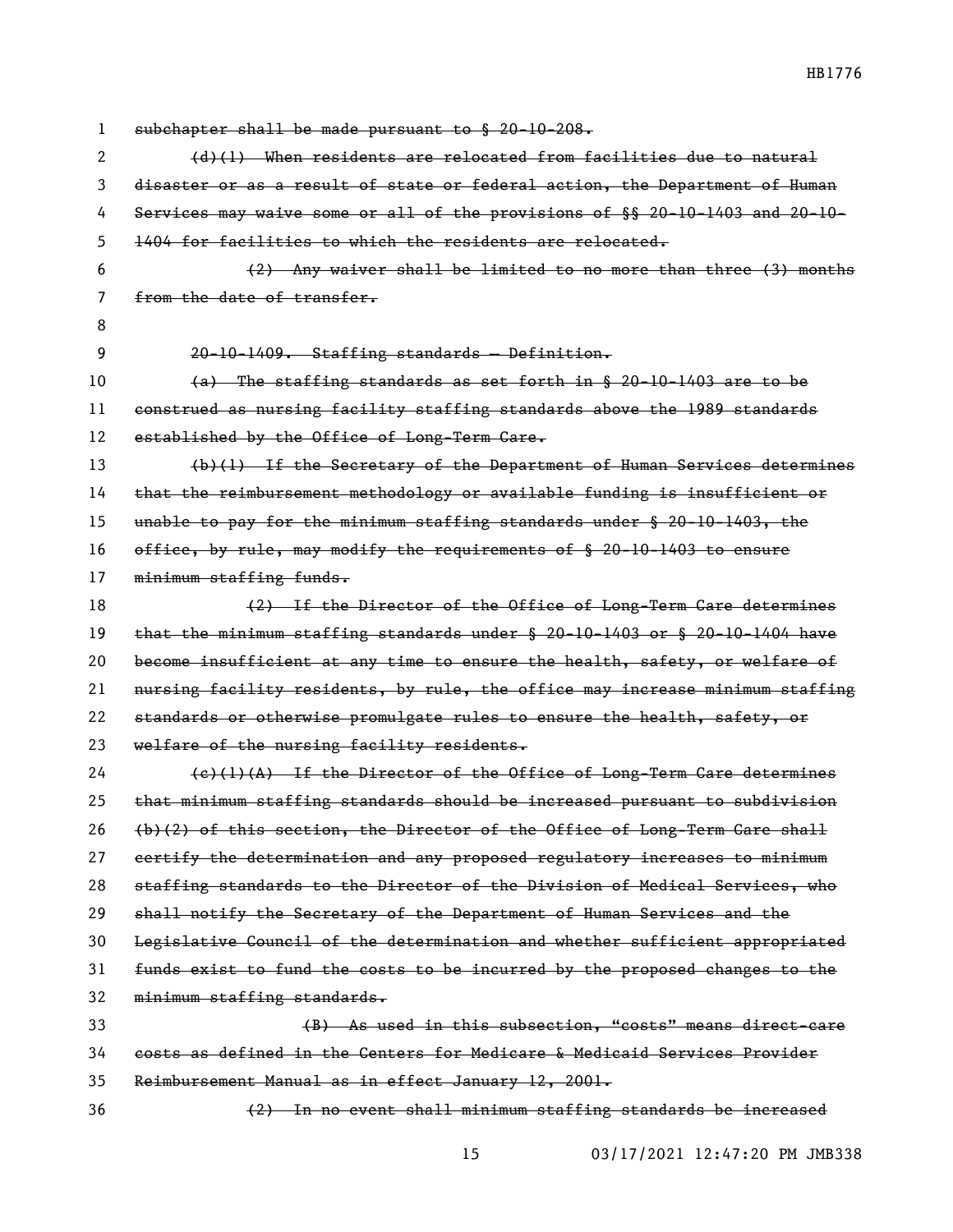subchapter shall be made pursuant to § 20-10-208.

(d)(1) When residents are relocated from facilities due to natural disaster or as a result of state or federal action, the Department of Human Services may waive some or all of the provisions of §§ 20-10-1403 and 20-10-1404 for facilities to which the residents are relocated.

(2) Any waiver shall be limited to no more than three (3) months from the date of transfer.

20-10-1409. Staffing standards — Definition.

(a) The staffing standards as set forth in § 20-10-1403 are to be construed as nursing facility staffing standards above the 1989 standards established by the Office of Long-Term Care.

(b)(1) If the Secretary of the Department of Human Services determines that the reimbursement methodology or available funding is insufficient or unable to pay for the minimum staffing standards under § 20-10-1403, the office, by rule, may modify the requirements of § 20-10-1403 to ensure minimum staffing funds.

(2) If the Director of the Office of Long-Term Care determines that the minimum staffing standards under § 20-10-1403 or § 20-10-1404 have become insufficient at any time to ensure the health, safety, or welfare of nursing facility residents, by rule, the office may increase minimum staffing standards or otherwise promulgate rules to ensure the health, safety, or welfare of the nursing facility residents.

(c)(1)(A) If the Director of the Office of Long-Term Care determines that minimum staffing standards should be increased pursuant to subdivision (b)(2) of this section, the Director of the Office of Long-Term Care shall certify the determination and any proposed regulatory increases to minimum staffing standards to the Director of the Division of Medical Services, who shall notify the Secretary of the Department of Human Services and the Legislative Council of the determination and whether sufficient appropriated funds exist to fund the costs to be incurred by the proposed changes to the minimum staffing standards.

(B) As used in this subsection, "costs" means direct-care costs as defined in the Centers for Medicare & Medicaid Services Provider Reimbursement Manual as in effect January 12, 2001.

(2) In no event shall minimum staffing standards be increased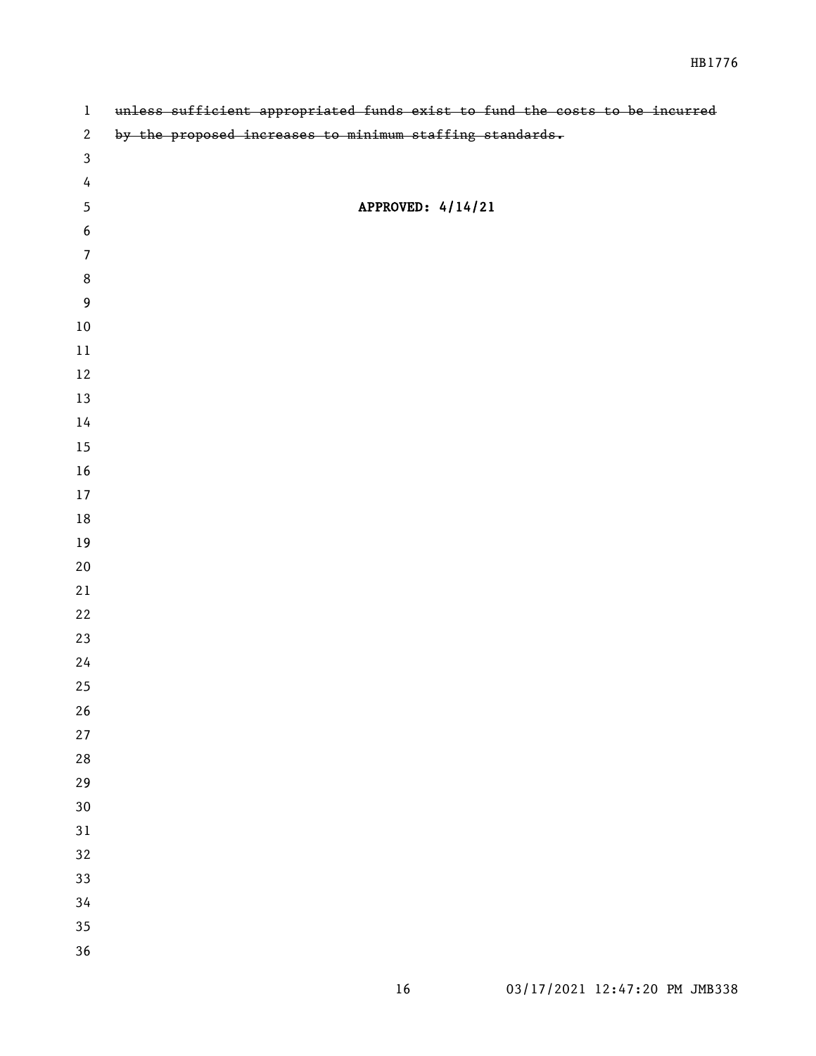~~unless sufficient appropriated funds exist to fund the costs to be incurred by the proposed increases to minimum staffing standards.~~

**APPROVED: 4/14/21**